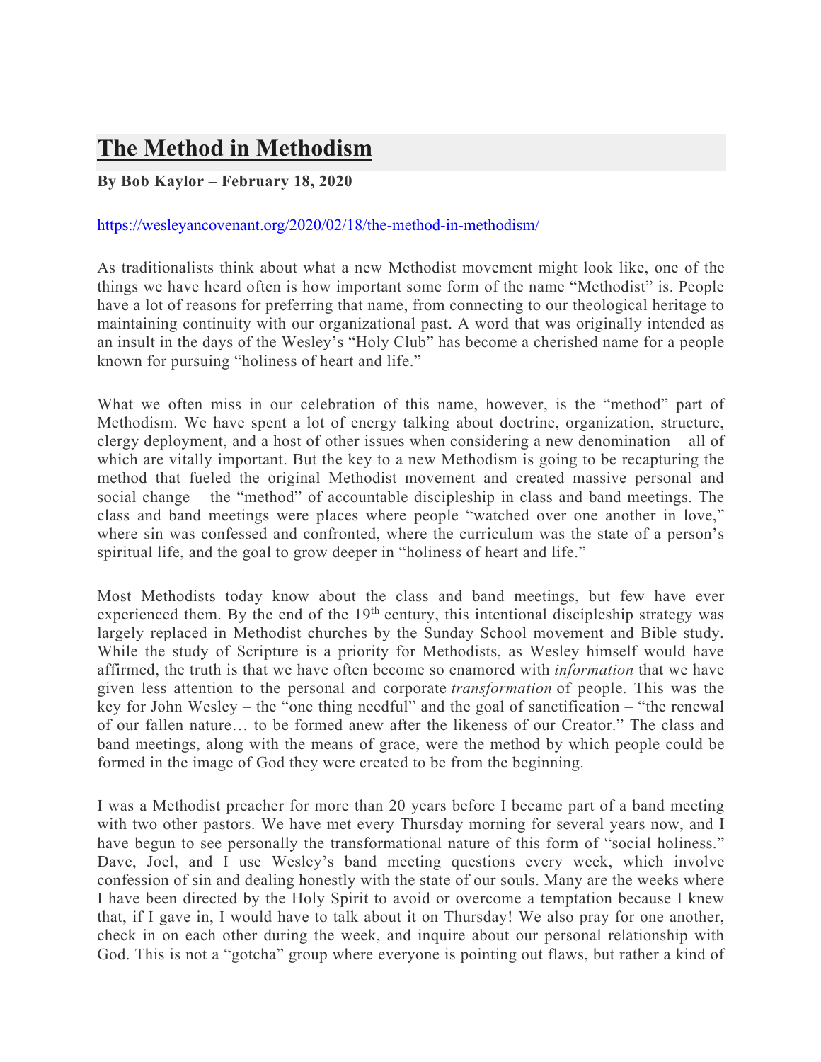# The Method in Methodism

**By Bob Kaylor – February 18, 2020**

https://wesleyancovenant.org/2020/02/18/the-method-in-methodism/

As traditionalists think about what a new Methodist movement might look like, one of the things we have heard often is how important some form of the name "Methodist" is. People have a lot of reasons for preferring that name, from connecting to our theological heritage to maintaining continuity with our organizational past. A word that was originally intended as an insult in the days of the Wesley's "Holy Club" has become a cherished name for a people known for pursuing "holiness of heart and life."

What we often miss in our celebration of this name, however, is the "method" part of Methodism. We have spent a lot of energy talking about doctrine, organization, structure, clergy deployment, and a host of other issues when considering a new denomination – all of which are vitally important. But the key to a new Methodism is going to be recapturing the method that fueled the original Methodist movement and created massive personal and social change – the "method" of accountable discipleship in class and band meetings. The class and band meetings were places where people "watched over one another in love," where sin was confessed and confronted, where the curriculum was the state of a person's spiritual life, and the goal to grow deeper in "holiness of heart and life."

Most Methodists today know about the class and band meetings, but few have ever experienced them. By the end of the 19th century, this intentional discipleship strategy was largely replaced in Methodist churches by the Sunday School movement and Bible study. While the study of Scripture is a priority for Methodists, as Wesley himself would have affirmed, the truth is that we have often become so enamored with *information* that we have given less attention to the personal and corporate *transformation* of people. This was the key for John Wesley – the "one thing needful" and the goal of sanctification – "the renewal of our fallen nature… to be formed anew after the likeness of our Creator." The class and band meetings, along with the means of grace, were the method by which people could be formed in the image of God they were created to be from the beginning.

I was a Methodist preacher for more than 20 years before I became part of a band meeting with two other pastors. We have met every Thursday morning for several years now, and I have begun to see personally the transformational nature of this form of "social holiness." Dave, Joel, and I use Wesley's band meeting questions every week, which involve confession of sin and dealing honestly with the state of our souls. Many are the weeks where I have been directed by the Holy Spirit to avoid or overcome a temptation because I knew that, if I gave in, I would have to talk about it on Thursday! We also pray for one another, check in on each other during the week, and inquire about our personal relationship with God. This is not a "gotcha" group where everyone is pointing out flaws, but rather a kind of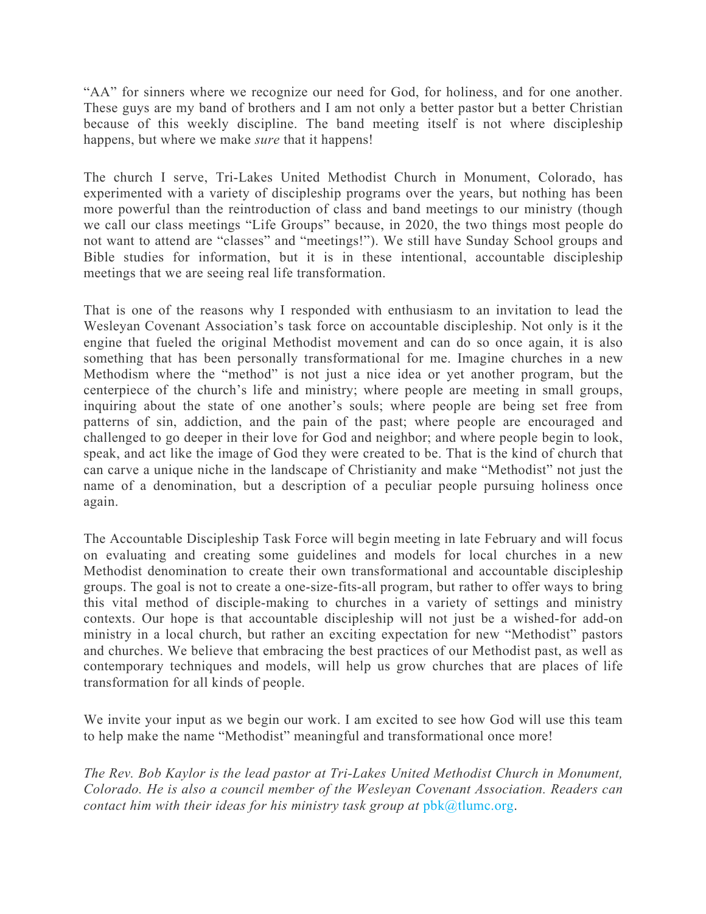"AA" for sinners where we recognize our need for God, for holiness, and for one another. These guys are my band of brothers and I am not only a better pastor but a better Christian because of this weekly discipline. The band meeting itself is not where discipleship happens, but where we make *sure* that it happens!

The church I serve, Tri-Lakes United Methodist Church in Monument, Colorado, has experimented with a variety of discipleship programs over the years, but nothing has been more powerful than the reintroduction of class and band meetings to our ministry (though we call our class meetings "Life Groups" because, in 2020, the two things most people do not want to attend are "classes" and "meetings!"). We still have Sunday School groups and Bible studies for information, but it is in these intentional, accountable discipleship meetings that we are seeing real life transformation.

That is one of the reasons why I responded with enthusiasm to an invitation to lead the Wesleyan Covenant Association's task force on accountable discipleship. Not only is it the engine that fueled the original Methodist movement and can do so once again, it is also something that has been personally transformational for me. Imagine churches in a new Methodism where the "method" is not just a nice idea or yet another program, but the centerpiece of the church's life and ministry; where people are meeting in small groups, inquiring about the state of one another's souls; where people are being set free from patterns of sin, addiction, and the pain of the past; where people are encouraged and challenged to go deeper in their love for God and neighbor; and where people begin to look, speak, and act like the image of God they were created to be. That is the kind of church that can carve a unique niche in the landscape of Christianity and make "Methodist" not just the name of a denomination, but a description of a peculiar people pursuing holiness once again.

The Accountable Discipleship Task Force will begin meeting in late February and will focus on evaluating and creating some guidelines and models for local churches in a new Methodist denomination to create their own transformational and accountable discipleship groups. The goal is not to create a one-size-fits-all program, but rather to offer ways to bring this vital method of disciple-making to churches in a variety of settings and ministry contexts. Our hope is that accountable discipleship will not just be a wished-for add-on ministry in a local church, but rather an exciting expectation for new "Methodist" pastors and churches. We believe that embracing the best practices of our Methodist past, as well as contemporary techniques and models, will help us grow churches that are places of life transformation for all kinds of people.

We invite your input as we begin our work. I am excited to see how God will use this team to help make the name "Methodist" meaningful and transformational once more!

*The Rev. Bob Kaylor is the lead pastor at Tri-Lakes United Methodist Church in Monument, Colorado. He is also a council member of the Wesleyan Covenant Association. Readers can contact him with their ideas for his ministry task group at* pbk@tlumc.org.